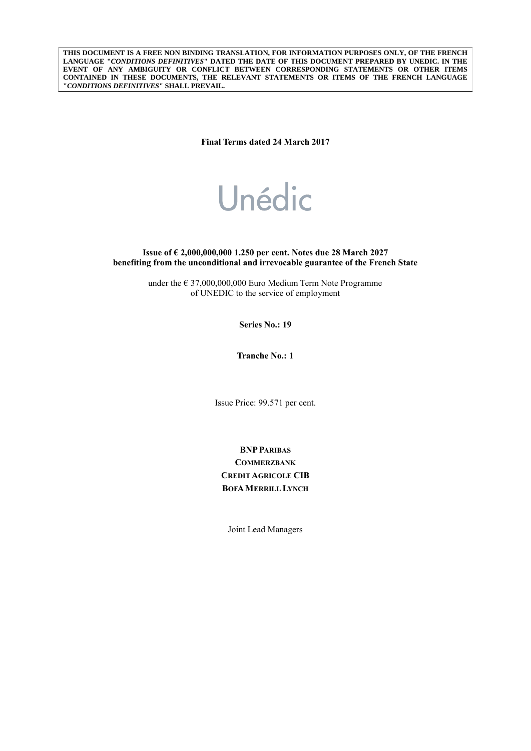**THIS DOCUMENT IS A FREE NON BINDING TRANSLATION, FOR INFORMATION PURPOSES ONLY, OF THE FRENCH LANGUAGE "*CONDITIONS DEFINITIVES*" DATED THE DATE OF THIS DOCUMENT PREPARED BY UNEDIC. IN THE EVENT OF ANY AMBIGUITY OR CONFLICT BETWEEN CORRESPONDING STATEMENTS OR OTHER ITEMS CONTAINED IN THESE DOCUMENTS, THE RELEVANT STATEMENTS OR ITEMS OF THE FRENCH LANGUAGE "*CONDITIONS DEFINITIVES*" SHALL PREVAIL.**

**Final Terms dated 24 March 2017**

# Unédic

**Issue of € 2,000,000,000 1.250 per cent. Notes due 28 March 2027 benefiting from the unconditional and irrevocable guarantee of the French State**

under the € 37,000,000,000 Euro Medium Term Note Programme of UNEDIC to the service of employment

**Series No.: 19**

**Tranche No.: 1**

Issue Price: 99.571 per cent.

**BNP PARIBAS**
**COMMERZBANK**
**CREDIT AGRICOLE CIB**
**BOFA MERRILL LYNCH**

Joint Lead Managers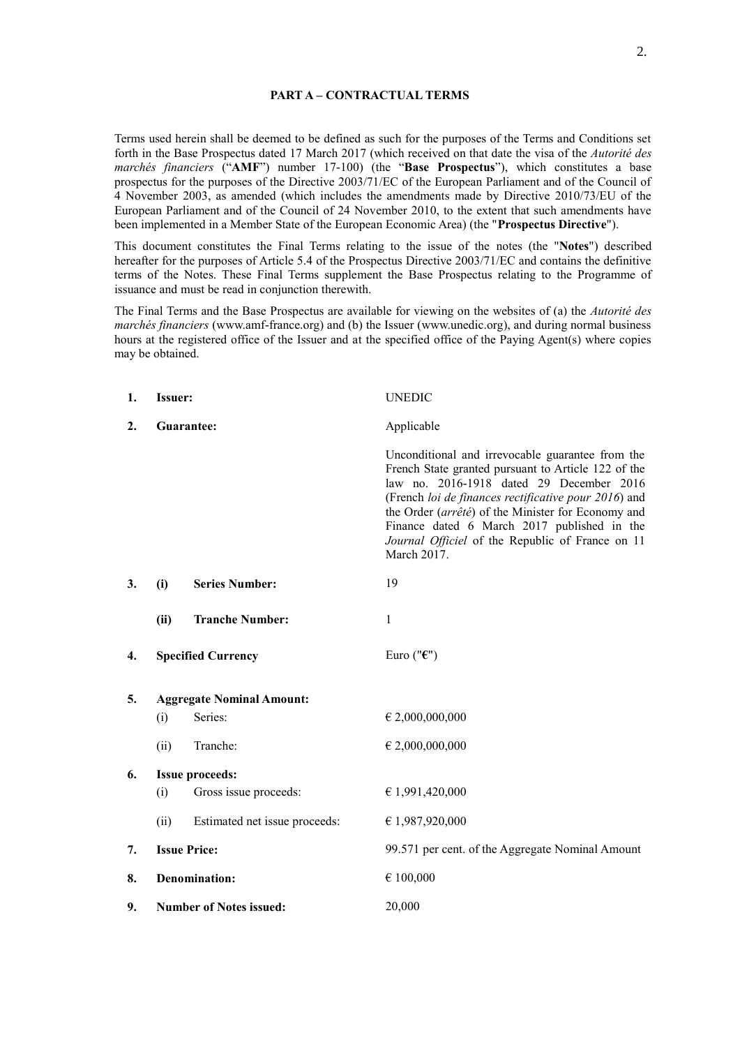## PART A – CONTRACTUAL TERMS

Terms used herein shall be deemed to be defined as such for the purposes of the Terms and Conditions set forth in the Base Prospectus dated 17 March 2017 (which received on that date the visa of the *Autorité des marchés financiers* ("**AMF**") number 17-100) (the "**Base Prospectus**"), which constitutes a base prospectus for the purposes of the Directive 2003/71/EC of the European Parliament and of the Council of 4 November 2003, as amended (which includes the amendments made by Directive 2010/73/EU of the European Parliament and of the Council of 24 November 2010, to the extent that such amendments have been implemented in a Member State of the European Economic Area) (the "**Prospectus Directive**").

This document constitutes the Final Terms relating to the issue of the notes (the "**Notes**") described hereafter for the purposes of Article 5.4 of the Prospectus Directive 2003/71/EC and contains the definitive terms of the Notes. These Final Terms supplement the Base Prospectus relating to the Programme of issuance and must be read in conjunction therewith.

The Final Terms and the Base Prospectus are available for viewing on the websites of (a) the *Autorité des marchés financiers* (www.amf-france.org) and (b) the Issuer (www.unedic.org), and during normal business hours at the registered office of the Issuer and at the specified office of the Paying Agent(s) where copies may be obtained.

| | | |
|---|---|---|
| **1.** | **Issuer:** | UNEDIC |
| **2.** | **Guarantee:** | Applicable<br><br>Unconditional and irrevocable guarantee from the French State granted pursuant to Article 122 of the law no. 2016-1918 dated 29 December 2016 (French *loi de finances rectificative pour 2016*) and the Order (*arrêté*) of the Minister for Economy and Finance dated 6 March 2017 published in the *Journal Officiel* of the Republic of France on 11 March 2017. |
| **3.** | **(i) Series Number:** | 19 |
| | **(ii) Tranche Number:** | 1 |
| **4.** | **Specified Currency** | Euro ("**€**") |
| **5.** | **Aggregate Nominal Amount:** | |
| | (i) Series: | € 2,000,000,000 |
| | (ii) Tranche: | € 2,000,000,000 |
| **6.** | **Issue proceeds:** | |
| | (i) Gross issue proceeds: | € 1,991,420,000 |
| | (ii) Estimated net issue proceeds: | € 1,987,920,000 |
| **7.** | **Issue Price:** | 99.571 per cent. of the Aggregate Nominal Amount |
| **8.** | **Denomination:** | € 100,000 |
| **9.** | **Number of Notes issued:** | 20,000 |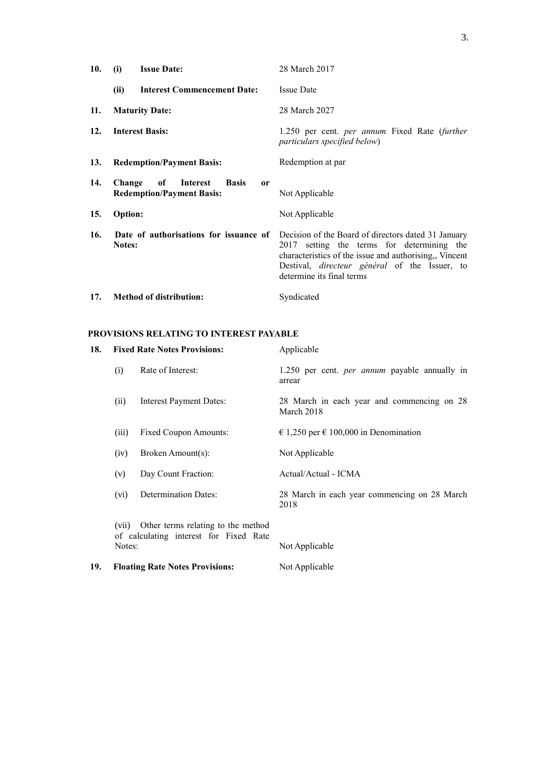| | | |
|---|---|---|
| **10.** | **(i) Issue Date:** | 28 March 2017 |
| | **(ii) Interest Commencement Date:** | Issue Date |
| **11.** | **Maturity Date:** | 28 March 2027 |
| **12.** | **Interest Basis:** | 1.250 per cent. *per annum* Fixed Rate (*further particulars specified below*) |
| **13.** | **Redemption/Payment Basis:** | Redemption at par |
| **14.** | **Change of Interest Basis or Redemption/Payment Basis:** | Not Applicable |
| **15.** | **Option:** | Not Applicable |
| **16.** | **Date of authorisations for issuance of Notes:** | Decision of the Board of directors dated 31 January 2017 setting the terms for determining the characteristics of the issue and authorising,, Vincent Destival, *directeur général* of the Issuer, to determine its final terms |
| **17.** | **Method of distribution:** | Syndicated |

**PROVISIONS RELATING TO INTEREST PAYABLE**

| | | |
|---|---|---|
| **18.** | **Fixed Rate Notes Provisions:** | Applicable |
| | (i) Rate of Interest: | 1.250 per cent. *per annum* payable annually in arrear |
| | (ii) Interest Payment Dates: | 28 March in each year and commencing on 28 March 2018 |
| | (iii) Fixed Coupon Amounts: | € 1,250 per € 100,000 in Denomination |
| | (iv) Broken Amount(s): | Not Applicable |
| | (v) Day Count Fraction: | Actual/Actual - ICMA |
| | (vi) Determination Dates: | 28 March in each year commencing on 28 March 2018 |
| | (vii) Other terms relating to the method of calculating interest for Fixed Rate Notes: | Not Applicable |
| **19.** | **Floating Rate Notes Provisions:** | Not Applicable |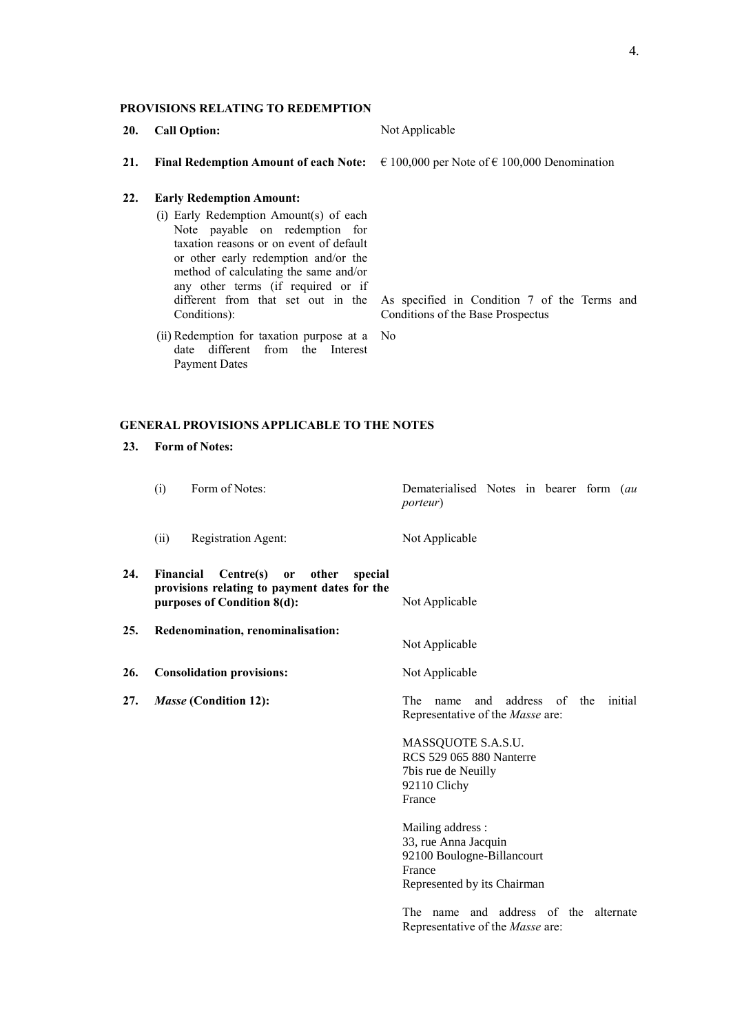**PROVISIONS RELATING TO REDEMPTION**

| | | |
|---|---|---|
| **20.** | **Call Option:** | Not Applicable |
| **21.** | **Final Redemption Amount of each Note:** | € 100,000 per Note of € 100,000 Denomination |
| **22.** | **Early Redemption Amount:** | |
| | (i) Early Redemption Amount(s) of each Note payable on redemption for taxation reasons or on event of default or other early redemption and/or the method of calculating the same and/or any other terms (if required or if different from that set out in the Conditions): | As specified in Condition 7 of the Terms and Conditions of the Base Prospectus |
| | (ii) Redemption for taxation purpose at a date different from the Interest Payment Dates | No |

**GENERAL PROVISIONS APPLICABLE TO THE NOTES**

| | | |
|---|---|---|
| **23.** | **Form of Notes:** | |
| | (i) Form of Notes: | Dematerialised Notes in bearer form (*au porteur*) |
| | (ii) Registration Agent: | Not Applicable |
| **24.** | **Financial Centre(s) or other special provisions relating to payment dates for the purposes of Condition 8(d):** | Not Applicable |
| **25.** | **Redenomination, renominalisation:** | Not Applicable |
| **26.** | **Consolidation provisions:** | Not Applicable |
| **27.** | ***Masse* (Condition 12):** | The name and address of the initial Representative of the *Masse* are:<br><br>MASSQUOTE S.A.S.U.<br>RCS 529 065 880 Nanterre<br>7bis rue de Neuilly<br>92110 Clichy<br>France<br><br>Mailing address :<br>33, rue Anna Jacquin<br>92100 Boulogne-Billancourt<br>France<br>Represented by its Chairman<br><br>The name and address of the alternate Representative of the *Masse* are: |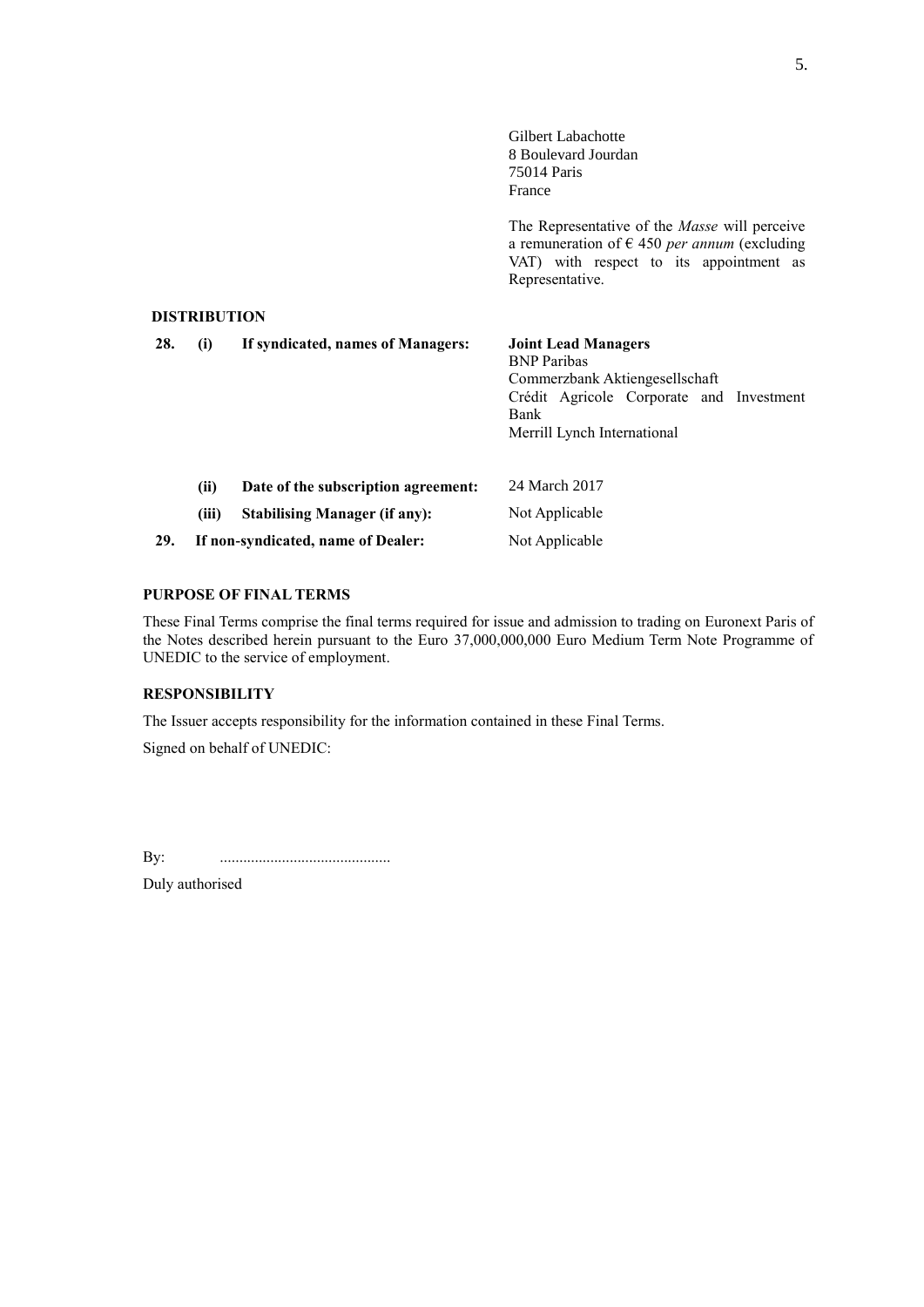|  |  |
|---|---|
|  | Gilbert Labachotte<br>8 Boulevard Jourdan<br>75014 Paris<br>France |
|  | The Representative of the *Masse* will perceive a remuneration of € 450 *per annum* (excluding VAT) with respect to its appointment as Representative. |

**DISTRIBUTION**

| | | |
|---|---|---|
| **28.** | **(i) If syndicated, names of Managers:** | **Joint Lead Managers**<br>BNP Paribas<br>Commerzbank Aktiengesellschaft<br>Crédit Agricole Corporate and Investment Bank<br>Merrill Lynch International |
| | **(ii) Date of the subscription agreement:** | 24 March 2017 |
| | **(iii) Stabilising Manager (if any):** | Not Applicable |
| **29.** | **If non-syndicated, name of Dealer:** | Not Applicable |

**PURPOSE OF FINAL TERMS**

These Final Terms comprise the final terms required for issue and admission to trading on Euronext Paris of the Notes described herein pursuant to the Euro 37,000,000,000 Euro Medium Term Note Programme of UNEDIC to the service of employment.

**RESPONSIBILITY**

The Issuer accepts responsibility for the information contained in these Final Terms.

Signed on behalf of UNEDIC:

By: ............................................

Duly authorised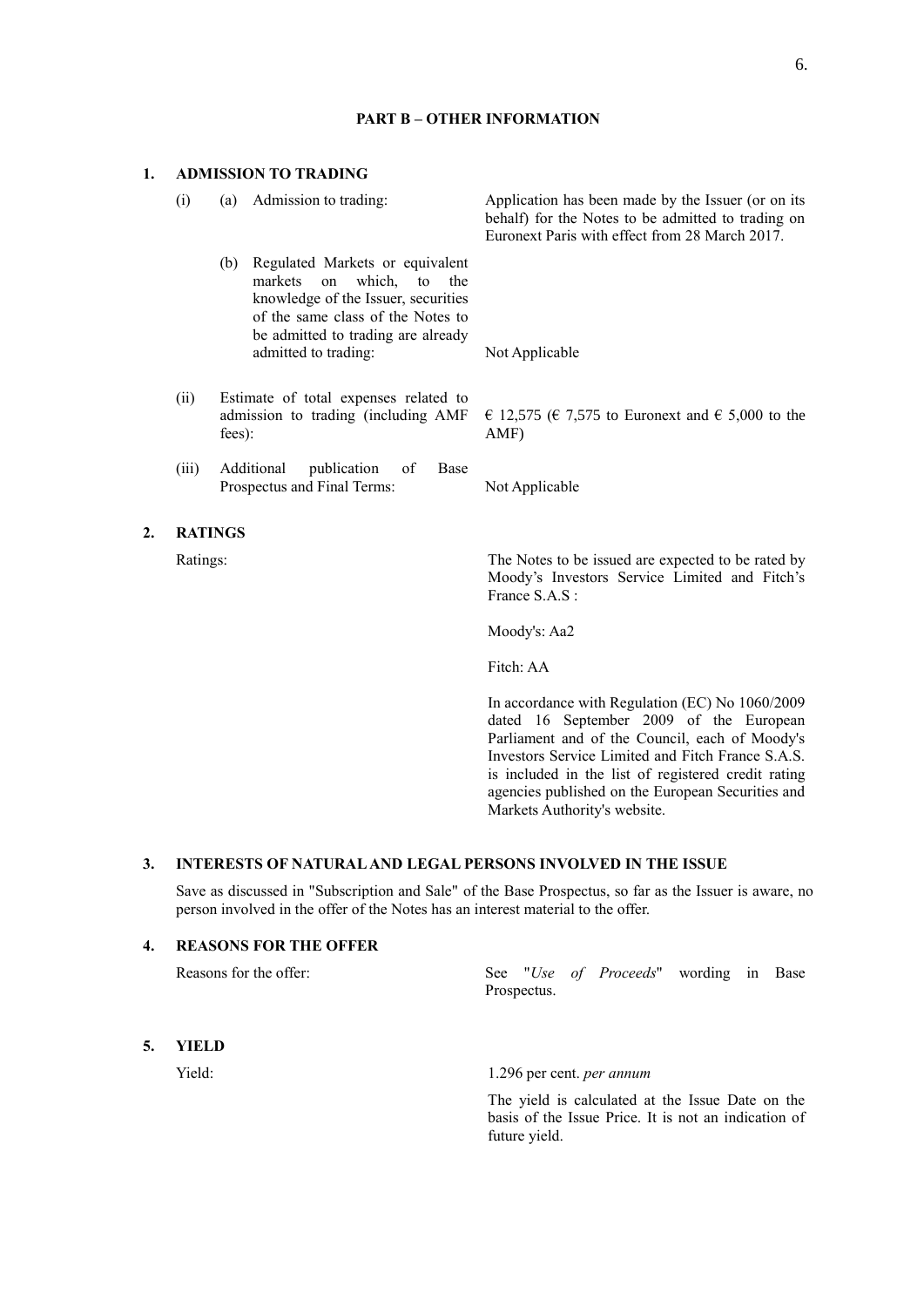## PART B – OTHER INFORMATION

### 1. ADMISSION TO TRADING

| | | |
|---|---|---|
| (i) | (a) Admission to trading: | Application has been made by the Issuer (or on its behalf) for the Notes to be admitted to trading on Euronext Paris with effect from 28 March 2017. |
| | (b) Regulated Markets or equivalent markets on which, to the knowledge of the Issuer, securities of the same class of the Notes to be admitted to trading are already admitted to trading: | Not Applicable |
| (ii) | Estimate of total expenses related to admission to trading (including AMF fees): | € 12,575 (€ 7,575 to Euronext and € 5,000 to the AMF) |
| (iii) | Additional publication of Base Prospectus and Final Terms: | Not Applicable |

### 2. RATINGS

Ratings:

The Notes to be issued are expected to be rated by Moody's Investors Service Limited and Fitch's France S.A.S :

Moody's: Aa2

Fitch: AA

In accordance with Regulation (EC) No 1060/2009 dated 16 September 2009 of the European Parliament and of the Council, each of Moody's Investors Service Limited and Fitch France S.A.S. is included in the list of registered credit rating agencies published on the European Securities and Markets Authority's website.

### 3. INTERESTS OF NATURAL AND LEGAL PERSONS INVOLVED IN THE ISSUE

Save as discussed in "Subscription and Sale" of the Base Prospectus, so far as the Issuer is aware, no person involved in the offer of the Notes has an interest material to the offer.

### 4. REASONS FOR THE OFFER

Reasons for the offer: See "*Use of Proceeds*" wording in Base Prospectus.

### 5. YIELD

Yield: 1.296 per cent. *per annum*

The yield is calculated at the Issue Date on the basis of the Issue Price. It is not an indication of future yield.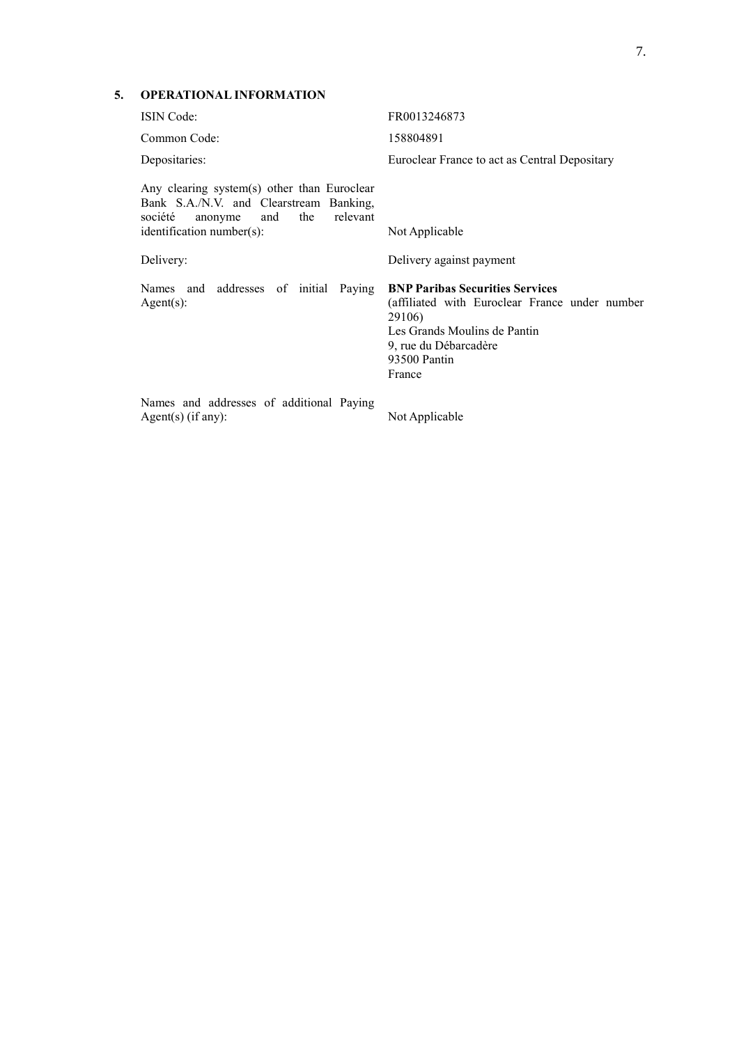## 5. OPERATIONAL INFORMATION

| | |
|---|---|
| ISIN Code: | FR0013246873 |
| Common Code: | 158804891 |
| Depositaries: | Euroclear France to act as Central Depositary |
| Any clearing system(s) other than Euroclear Bank S.A./N.V. and Clearstream Banking, société anonyme and the relevant identification number(s): | Not Applicable |
| Delivery: | Delivery against payment |
| Names and addresses of initial Paying Agent(s): | **BNP Paribas Securities Services**<br>(affiliated with Euroclear France under number 29106)<br>Les Grands Moulins de Pantin<br>9, rue du Débarcadère<br>93500 Pantin<br>France |
| Names and addresses of additional Paying Agent(s) (if any): | Not Applicable |